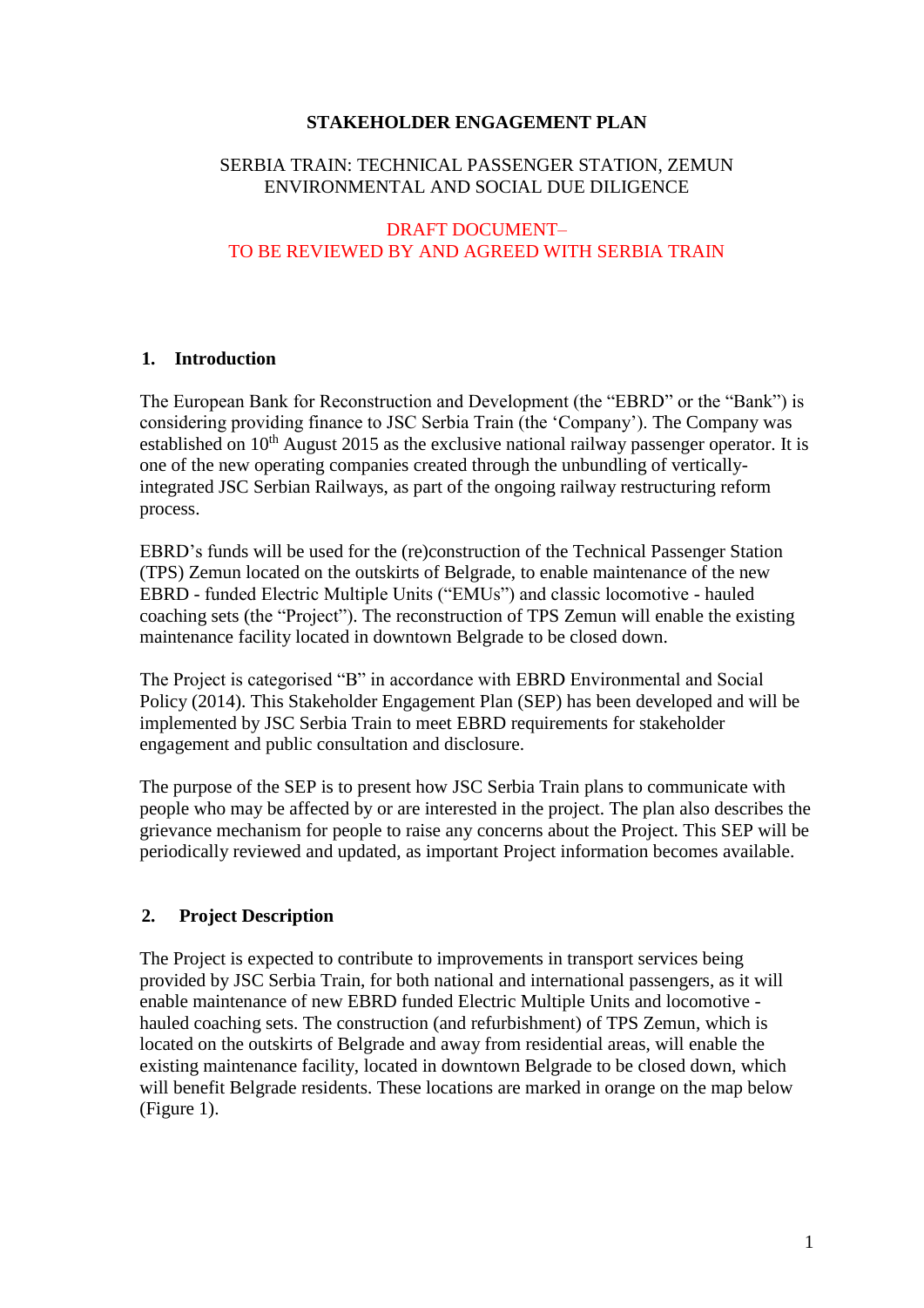**STAKEHOLDER ENGAGEMENT PLAN**

SERBIA TRAIN: TECHNICAL PASSENGER STATION, ZEMUN
ENVIRONMENTAL AND SOCIAL DUE DILIGENCE

DRAFT DOCUMENT–
TO BE REVIEWED BY AND AGREED WITH SERBIA TRAIN

## 1. Introduction

The European Bank for Reconstruction and Development (the "EBRD" or the "Bank") is considering providing finance to JSC Serbia Train (the 'Company'). The Company was established on 10th August 2015 as the exclusive national railway passenger operator. It is one of the new operating companies created through the unbundling of vertically-integrated JSC Serbian Railways, as part of the ongoing railway restructuring reform process.

EBRD's funds will be used for the (re)construction of the Technical Passenger Station (TPS) Zemun located on the outskirts of Belgrade, to enable maintenance of the new EBRD - funded Electric Multiple Units ("EMUs") and classic locomotive - hauled coaching sets (the "Project"). The reconstruction of TPS Zemun will enable the existing maintenance facility located in downtown Belgrade to be closed down.

The Project is categorised "B" in accordance with EBRD Environmental and Social Policy (2014). This Stakeholder Engagement Plan (SEP) has been developed and will be implemented by JSC Serbia Train to meet EBRD requirements for stakeholder engagement and public consultation and disclosure.

The purpose of the SEP is to present how JSC Serbia Train plans to communicate with people who may be affected by or are interested in the project. The plan also describes the grievance mechanism for people to raise any concerns about the Project. This SEP will be periodically reviewed and updated, as important Project information becomes available.

## 2. Project Description

The Project is expected to contribute to improvements in transport services being provided by JSC Serbia Train, for both national and international passengers, as it will enable maintenance of new EBRD funded Electric Multiple Units and locomotive - hauled coaching sets. The construction (and refurbishment) of TPS Zemun, which is located on the outskirts of Belgrade and away from residential areas, will enable the existing maintenance facility, located in downtown Belgrade to be closed down, which will benefit Belgrade residents. These locations are marked in orange on the map below (Figure 1).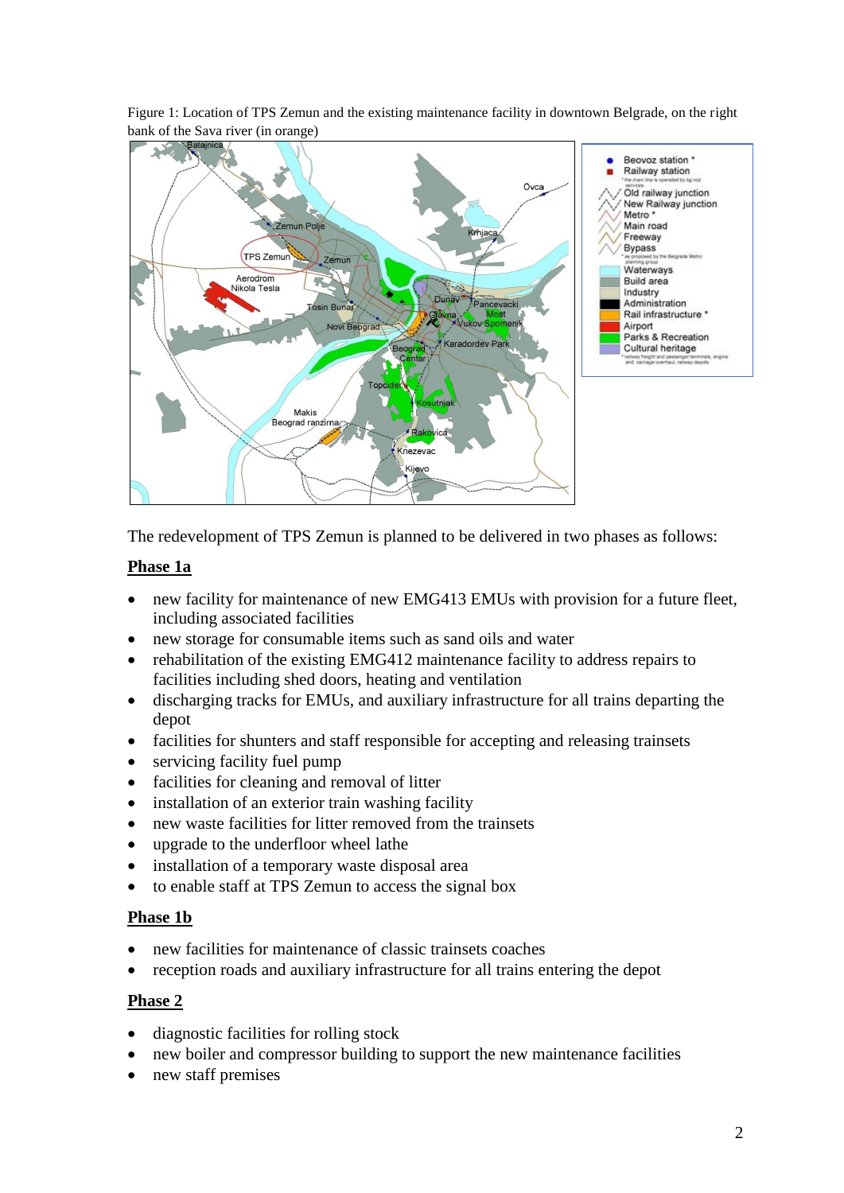Figure 1: Location of TPS Zemun and the existing maintenance facility in downtown Belgrade, on the right bank of the Sava river (in orange)

The redevelopment of TPS Zemun is planned to be delivered in two phases as follows:

## Phase 1a

- new facility for maintenance of new EMG413 EMUs with provision for a future fleet, including associated facilities
- new storage for consumable items such as sand oils and water
- rehabilitation of the existing EMG412 maintenance facility to address repairs to facilities including shed doors, heating and ventilation
- discharging tracks for EMUs, and auxiliary infrastructure for all trains departing the depot
- facilities for shunters and staff responsible for accepting and releasing trainsets
- servicing facility fuel pump
- facilities for cleaning and removal of litter
- installation of an exterior train washing facility
- new waste facilities for litter removed from the trainsets
- upgrade to the underfloor wheel lathe
- installation of a temporary waste disposal area
- to enable staff at TPS Zemun to access the signal box

## Phase 1b

- new facilities for maintenance of classic trainsets coaches
- reception roads and auxiliary infrastructure for all trains entering the depot

## Phase 2

- diagnostic facilities for rolling stock
- new boiler and compressor building to support the new maintenance facilities
- new staff premises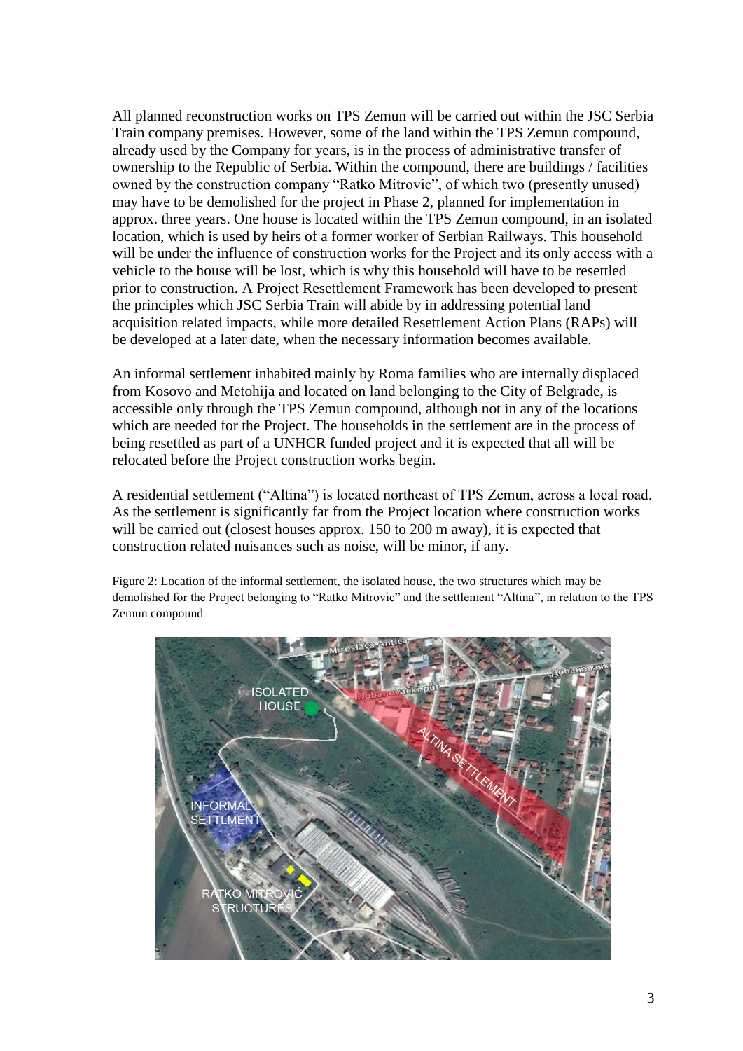All planned reconstruction works on TPS Zemun will be carried out within the JSC Serbia Train company premises. However, some of the land within the TPS Zemun compound, already used by the Company for years, is in the process of administrative transfer of ownership to the Republic of Serbia. Within the compound, there are buildings / facilities owned by the construction company "Ratko Mitrovic", of which two (presently unused) may have to be demolished for the project in Phase 2, planned for implementation in approx. three years. One house is located within the TPS Zemun compound, in an isolated location, which is used by heirs of a former worker of Serbian Railways. This household will be under the influence of construction works for the Project and its only access with a vehicle to the house will be lost, which is why this household will have to be resettled prior to construction. A Project Resettlement Framework has been developed to present the principles which JSC Serbia Train will abide by in addressing potential land acquisition related impacts, while more detailed Resettlement Action Plans (RAPs) will be developed at a later date, when the necessary information becomes available.

An informal settlement inhabited mainly by Roma families who are internally displaced from Kosovo and Metohija and located on land belonging to the City of Belgrade, is accessible only through the TPS Zemun compound, although not in any of the locations which are needed for the Project. The households in the settlement are in the process of being resettled as part of a UNHCR funded project and it is expected that all will be relocated before the Project construction works begin.

A residential settlement ("Altina") is located northeast of TPS Zemun, across a local road. As the settlement is significantly far from the Project location where construction works will be carried out (closest houses approx. 150 to 200 m away), it is expected that construction related nuisances such as noise, will be minor, if any.

Figure 2: Location of the informal settlement, the isolated house, the two structures which may be demolished for the Project belonging to "Ratko Mitrovic" and the settlement "Altina", in relation to the TPS Zemun compound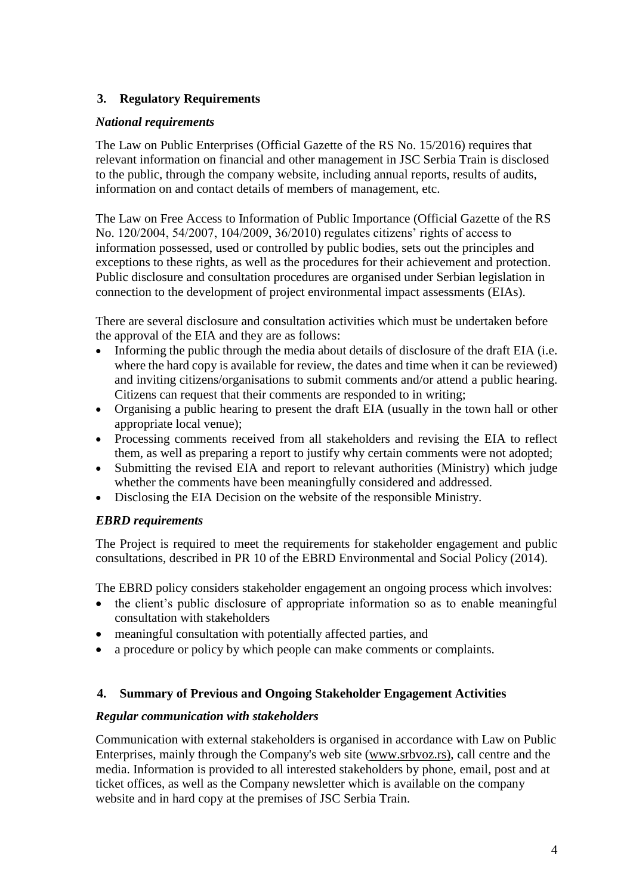## 3. Regulatory Requirements

### *National requirements*

The Law on Public Enterprises (Official Gazette of the RS No. 15/2016) requires that relevant information on financial and other management in JSC Serbia Train is disclosed to the public, through the company website, including annual reports, results of audits, information on and contact details of members of management, etc.

The Law on Free Access to Information of Public Importance (Official Gazette of the RS No. 120/2004, 54/2007, 104/2009, 36/2010) regulates citizens' rights of access to information possessed, used or controlled by public bodies, sets out the principles and exceptions to these rights, as well as the procedures for their achievement and protection. Public disclosure and consultation procedures are organised under Serbian legislation in connection to the development of project environmental impact assessments (EIAs).

There are several disclosure and consultation activities which must be undertaken before the approval of the EIA and they are as follows:

- Informing the public through the media about details of disclosure of the draft EIA (i.e. where the hard copy is available for review, the dates and time when it can be reviewed) and inviting citizens/organisations to submit comments and/or attend a public hearing. Citizens can request that their comments are responded to in writing;
- Organising a public hearing to present the draft EIA (usually in the town hall or other appropriate local venue);
- Processing comments received from all stakeholders and revising the EIA to reflect them, as well as preparing a report to justify why certain comments were not adopted;
- Submitting the revised EIA and report to relevant authorities (Ministry) which judge whether the comments have been meaningfully considered and addressed.
- Disclosing the EIA Decision on the website of the responsible Ministry.

### *EBRD requirements*

The Project is required to meet the requirements for stakeholder engagement and public consultations, described in PR 10 of the EBRD Environmental and Social Policy (2014).

The EBRD policy considers stakeholder engagement an ongoing process which involves:

- the client's public disclosure of appropriate information so as to enable meaningful consultation with stakeholders
- meaningful consultation with potentially affected parties, and
- a procedure or policy by which people can make comments or complaints.

## 4. Summary of Previous and Ongoing Stakeholder Engagement Activities

### *Regular communication with stakeholders*

Communication with external stakeholders is organised in accordance with Law on Public Enterprises, mainly through the Company's web site (www.srbvoz.rs), call centre and the media. Information is provided to all interested stakeholders by phone, email, post and at ticket offices, as well as the Company newsletter which is available on the company website and in hard copy at the premises of JSC Serbia Train.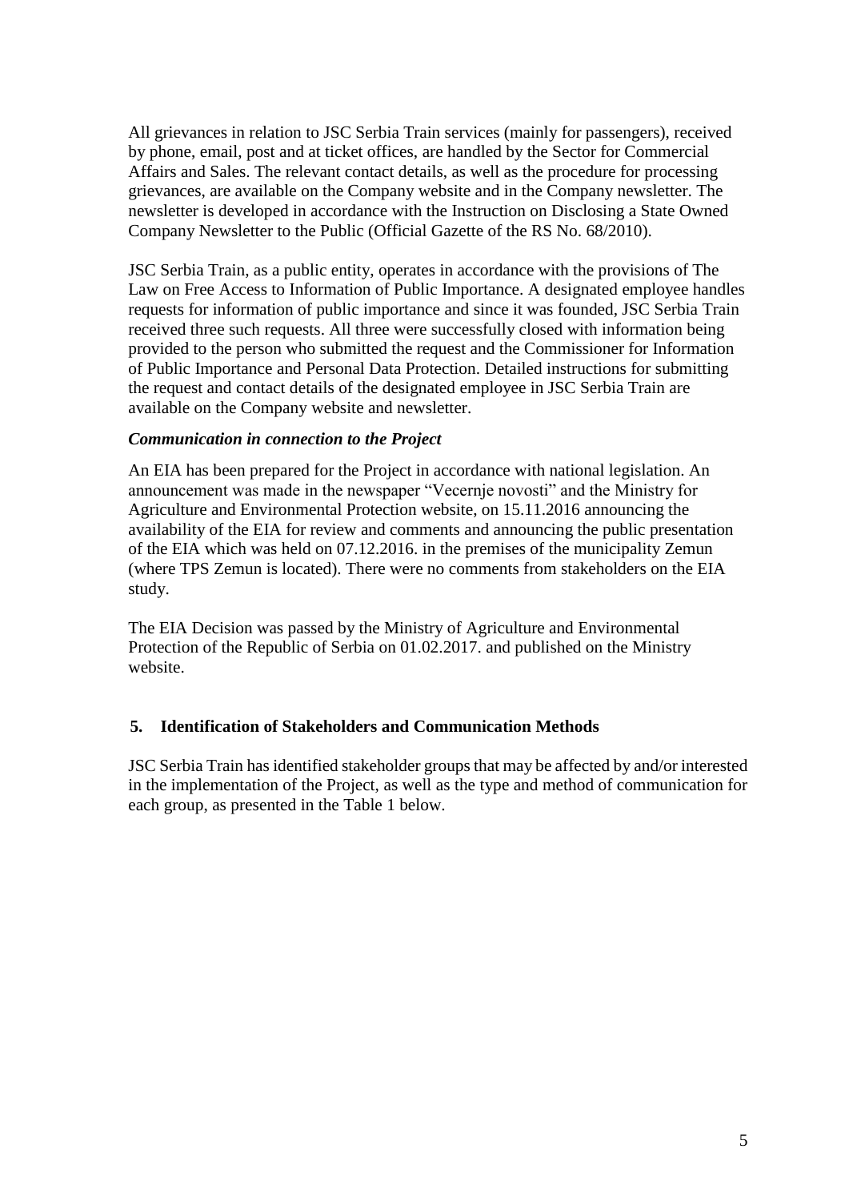All grievances in relation to JSC Serbia Train services (mainly for passengers), received by phone, email, post and at ticket offices, are handled by the Sector for Commercial Affairs and Sales. The relevant contact details, as well as the procedure for processing grievances, are available on the Company website and in the Company newsletter. The newsletter is developed in accordance with the Instruction on Disclosing a State Owned Company Newsletter to the Public (Official Gazette of the RS No. 68/2010).

JSC Serbia Train, as a public entity, operates in accordance with the provisions of The Law on Free Access to Information of Public Importance. A designated employee handles requests for information of public importance and since it was founded, JSC Serbia Train received three such requests. All three were successfully closed with information being provided to the person who submitted the request and the Commissioner for Information of Public Importance and Personal Data Protection. Detailed instructions for submitting the request and contact details of the designated employee in JSC Serbia Train are available on the Company website and newsletter.

***Communication in connection to the Project***

An EIA has been prepared for the Project in accordance with national legislation. An announcement was made in the newspaper "Vecernje novosti" and the Ministry for Agriculture and Environmental Protection website, on 15.11.2016 announcing the availability of the EIA for review and comments and announcing the public presentation of the EIA which was held on 07.12.2016. in the premises of the municipality Zemun (where TPS Zemun is located). There were no comments from stakeholders on the EIA study.

The EIA Decision was passed by the Ministry of Agriculture and Environmental Protection of the Republic of Serbia on 01.02.2017. and published on the Ministry website.

## 5. Identification of Stakeholders and Communication Methods

JSC Serbia Train has identified stakeholder groups that may be affected by and/or interested in the implementation of the Project, as well as the type and method of communication for each group, as presented in the Table 1 below.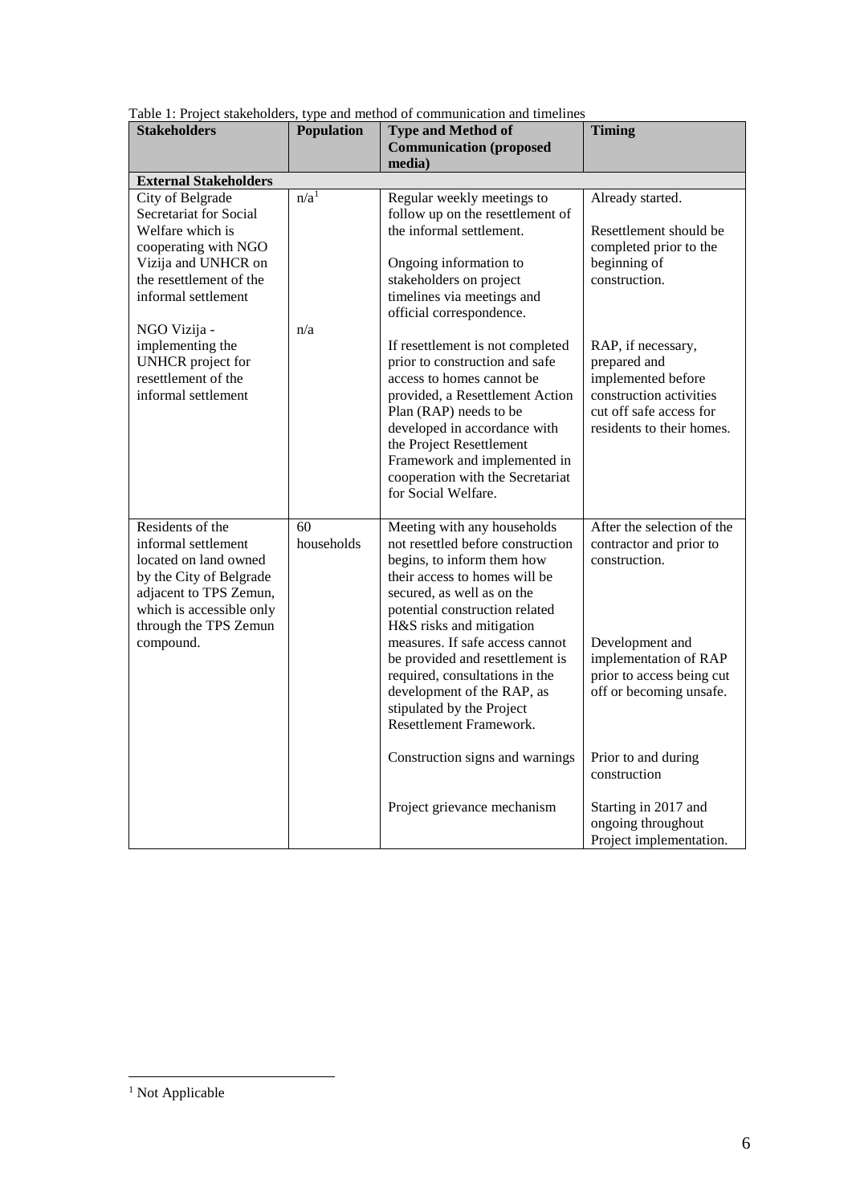Table 1: Project stakeholders, type and method of communication and timelines

| Stakeholders | Population | Type and Method of Communication (proposed media) | Timing |
|---|---|---|---|
| **External Stakeholders** | | | |
| City of Belgrade Secretariat for Social Welfare which is cooperating with NGO Vizija and UNHCR on the resettlement of the informal settlement<br><br>NGO Vizija - implementing the UNHCR project for resettlement of the informal settlement | n/a[1]<br><br>n/a | Regular weekly meetings to follow up on the resettlement of the informal settlement.<br><br>Ongoing information to stakeholders on project timelines via meetings and official correspondence.<br><br>If resettlement is not completed prior to construction and safe access to homes cannot be provided, a Resettlement Action Plan (RAP) needs to be developed in accordance with the Project Resettlement Framework and implemented in cooperation with the Secretariat for Social Welfare. | Already started.<br><br>Resettlement should be completed prior to the beginning of construction.<br><br>RAP, if necessary, prepared and implemented before construction activities cut off safe access for residents to their homes. |
| Residents of the informal settlement located on land owned by the City of Belgrade adjacent to TPS Zemun, which is accessible only through the TPS Zemun compound. | 60 households | Meeting with any households not resettled before construction begins, to inform them how their access to homes will be secured, as well as on the potential construction related H&S risks and mitigation measures. If safe access cannot be provided and resettlement is required, consultations in the development of the RAP, as stipulated by the Project Resettlement Framework.<br><br>Construction signs and warnings<br><br>Project grievance mechanism | After the selection of the contractor and prior to construction.<br><br>Development and implementation of RAP prior to access being cut off or becoming unsafe.<br><br>Prior to and during construction<br><br>Starting in 2017 and ongoing throughout Project implementation. |

[1] Not Applicable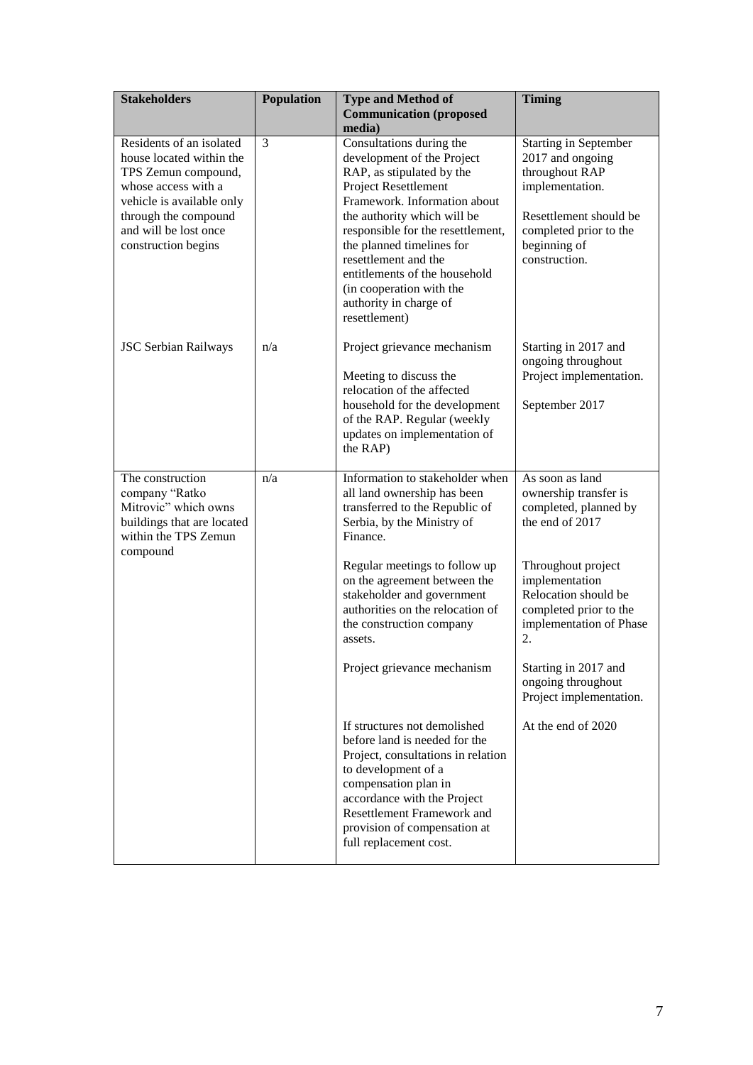| Stakeholders | Population | Type and Method of Communication (proposed media) | Timing |
|---|---|---|---|
| Residents of an isolated house located within the TPS Zemun compound, whose access with a vehicle is available only through the compound and will be lost once construction begins | 3 | Consultations during the development of the Project RAP, as stipulated by the Project Resettlement Framework. Information about the authority which will be responsible for the resettlement, the planned timelines for resettlement and the entitlements of the household (in cooperation with the authority in charge of resettlement) | Starting in September 2017 and ongoing throughout RAP implementation.<br><br>Resettlement should be completed prior to the beginning of construction. |
| JSC Serbian Railways | n/a | Project grievance mechanism<br><br>Meeting to discuss the relocation of the affected household for the development of the RAP. Regular (weekly updates on implementation of the RAP) | Starting in 2017 and ongoing throughout Project implementation.<br><br>September 2017 |
| The construction company "Ratko Mitrovic" which owns buildings that are located within the TPS Zemun compound | n/a | Information to stakeholder when all land ownership has been transferred to the Republic of Serbia, by the Ministry of Finance.<br><br>Regular meetings to follow up on the agreement between the stakeholder and government authorities on the relocation of the construction company assets.<br><br>Project grievance mechanism<br><br>If structures not demolished before land is needed for the Project, consultations in relation to development of a compensation plan in accordance with the Project Resettlement Framework and provision of compensation at full replacement cost. | As soon as land ownership transfer is completed, planned by the end of 2017<br><br>Throughout project implementation Relocation should be completed prior to the implementation of Phase 2.<br><br>Starting in 2017 and ongoing throughout Project implementation.<br><br>At the end of 2020 |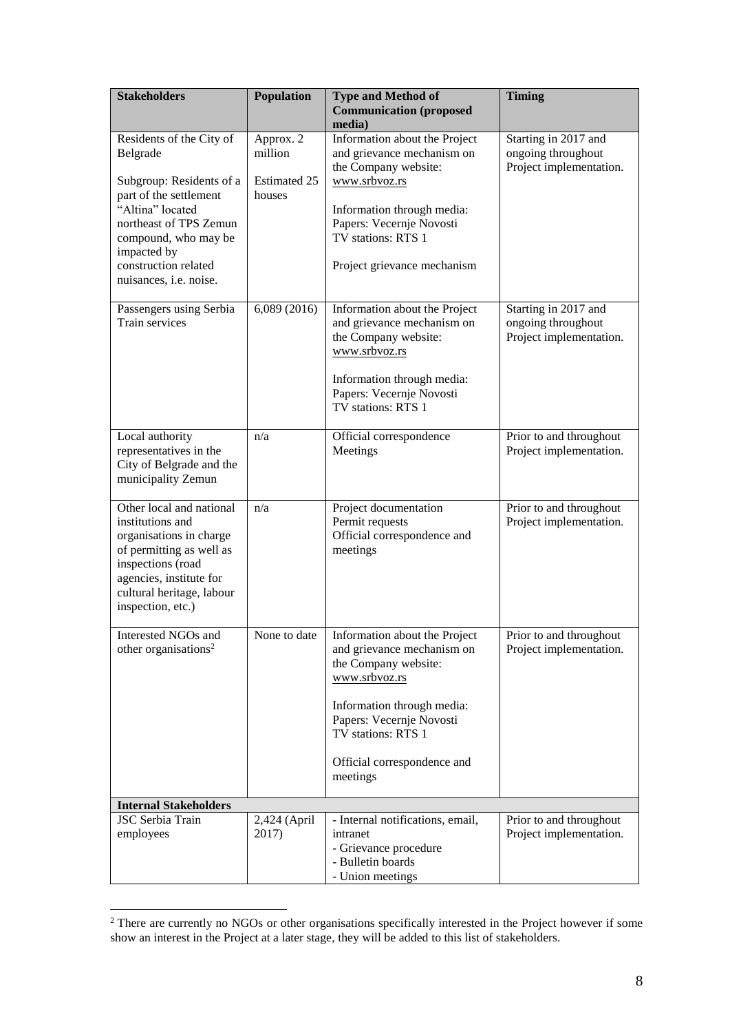| Stakeholders | Population | Type and Method of Communication (proposed media) | Timing |
|---|---|---|---|
| Residents of the City of Belgrade<br><br>Subgroup: Residents of a part of the settlement "Altina" located northeast of TPS Zemun compound, who may be impacted by construction related nuisances, i.e. noise. | Approx. 2 million<br><br>Estimated 25 houses | Information about the Project and grievance mechanism on the Company website: www.srbvoz.rs<br><br>Information through media: Papers: Vecernje Novosti TV stations: RTS 1<br><br>Project grievance mechanism | Starting in 2017 and ongoing throughout Project implementation. |
| Passengers using Serbia Train services | 6,089 (2016) | Information about the Project and grievance mechanism on the Company website: www.srbvoz.rs<br><br>Information through media: Papers: Vecernje Novosti TV stations: RTS 1 | Starting in 2017 and ongoing throughout Project implementation. |
| Local authority representatives in the City of Belgrade and the municipality Zemun | n/a | Official correspondence Meetings | Prior to and throughout Project implementation. |
| Other local and national institutions and organisations in charge of permitting as well as inspections (road agencies, institute for cultural heritage, labour inspection, etc.) | n/a | Project documentation Permit requests Official correspondence and meetings | Prior to and throughout Project implementation. |
| Interested NGOs and other organisations[2] | None to date | Information about the Project and grievance mechanism on the Company website: www.srbvoz.rs<br><br>Information through media: Papers: Vecernje Novosti TV stations: RTS 1<br><br>Official correspondence and meetings | Prior to and throughout Project implementation. |
| **Internal Stakeholders** | | | |
| JSC Serbia Train employees | 2,424 (April 2017) | - Internal notifications, email, intranet<br>- Grievance procedure<br>- Bulletin boards<br>- Union meetings | Prior to and throughout Project implementation. |

[2] There are currently no NGOs or other organisations specifically interested in the Project however if some show an interest in the Project at a later stage, they will be added to this list of stakeholders.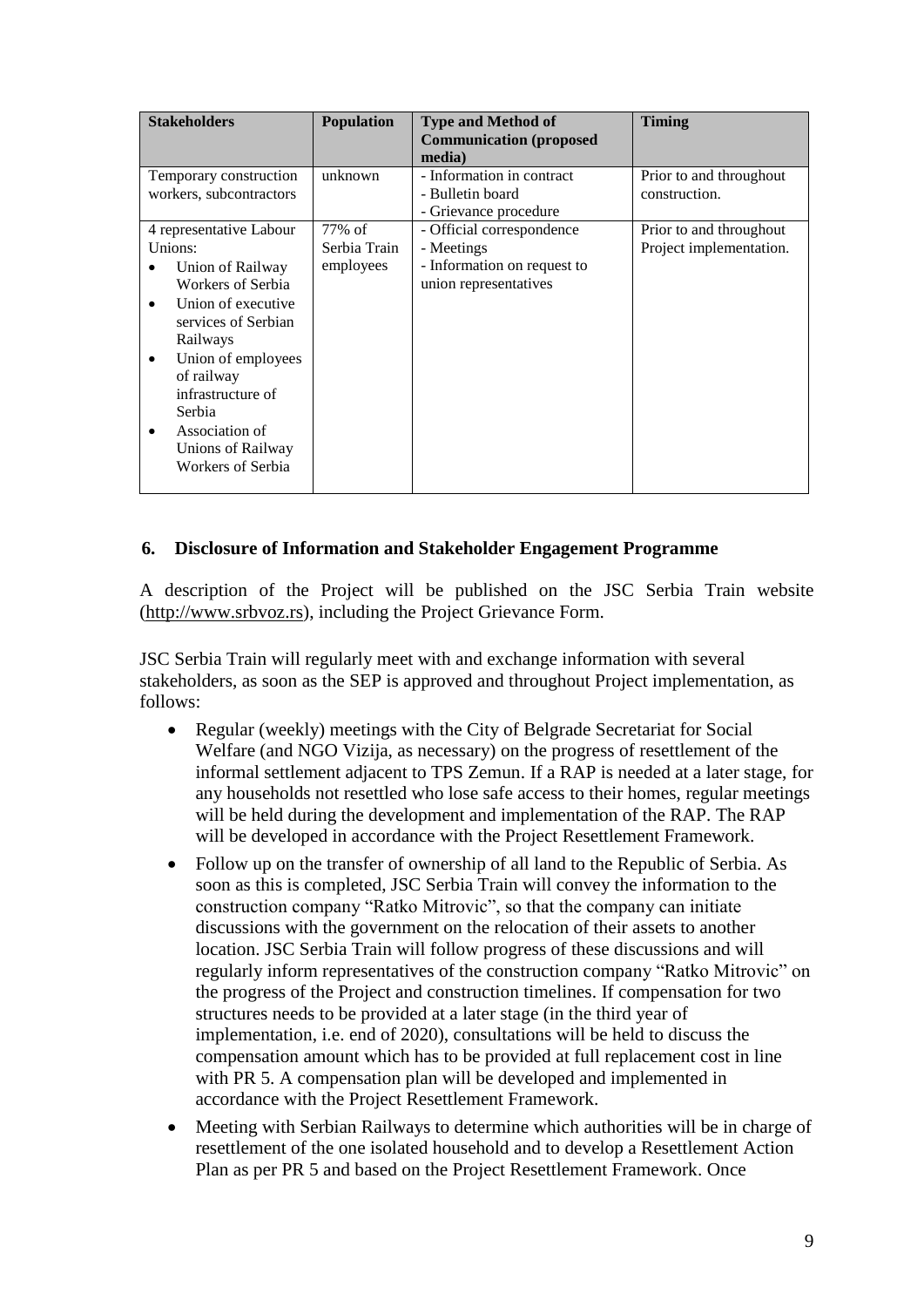| Stakeholders | Population | Type and Method of Communication (proposed media) | Timing |
|---|---|---|---|
| Temporary construction workers, subcontractors | unknown | - Information in contract<br>- Bulletin board<br>- Grievance procedure | Prior to and throughout construction. |
| 4 representative Labour Unions:<br>• Union of Railway Workers of Serbia<br>• Union of executive services of Serbian Railways<br>• Union of employees of railway infrastructure of Serbia<br>• Association of Unions of Railway Workers of Serbia | 77% of Serbia Train employees | - Official correspondence<br>- Meetings<br>- Information on request to union representatives | Prior to and throughout Project implementation. |

## 6. Disclosure of Information and Stakeholder Engagement Programme

A description of the Project will be published on the JSC Serbia Train website (http://www.srbvoz.rs), including the Project Grievance Form.

JSC Serbia Train will regularly meet with and exchange information with several stakeholders, as soon as the SEP is approved and throughout Project implementation, as follows:

- Regular (weekly) meetings with the City of Belgrade Secretariat for Social Welfare (and NGO Vizija, as necessary) on the progress of resettlement of the informal settlement adjacent to TPS Zemun. If a RAP is needed at a later stage, for any households not resettled who lose safe access to their homes, regular meetings will be held during the development and implementation of the RAP. The RAP will be developed in accordance with the Project Resettlement Framework.
- Follow up on the transfer of ownership of all land to the Republic of Serbia. As soon as this is completed, JSC Serbia Train will convey the information to the construction company "Ratko Mitrovic", so that the company can initiate discussions with the government on the relocation of their assets to another location. JSC Serbia Train will follow progress of these discussions and will regularly inform representatives of the construction company "Ratko Mitrovic" on the progress of the Project and construction timelines. If compensation for two structures needs to be provided at a later stage (in the third year of implementation, i.e. end of 2020), consultations will be held to discuss the compensation amount which has to be provided at full replacement cost in line with PR 5. A compensation plan will be developed and implemented in accordance with the Project Resettlement Framework.
- Meeting with Serbian Railways to determine which authorities will be in charge of resettlement of the one isolated household and to develop a Resettlement Action Plan as per PR 5 and based on the Project Resettlement Framework. Once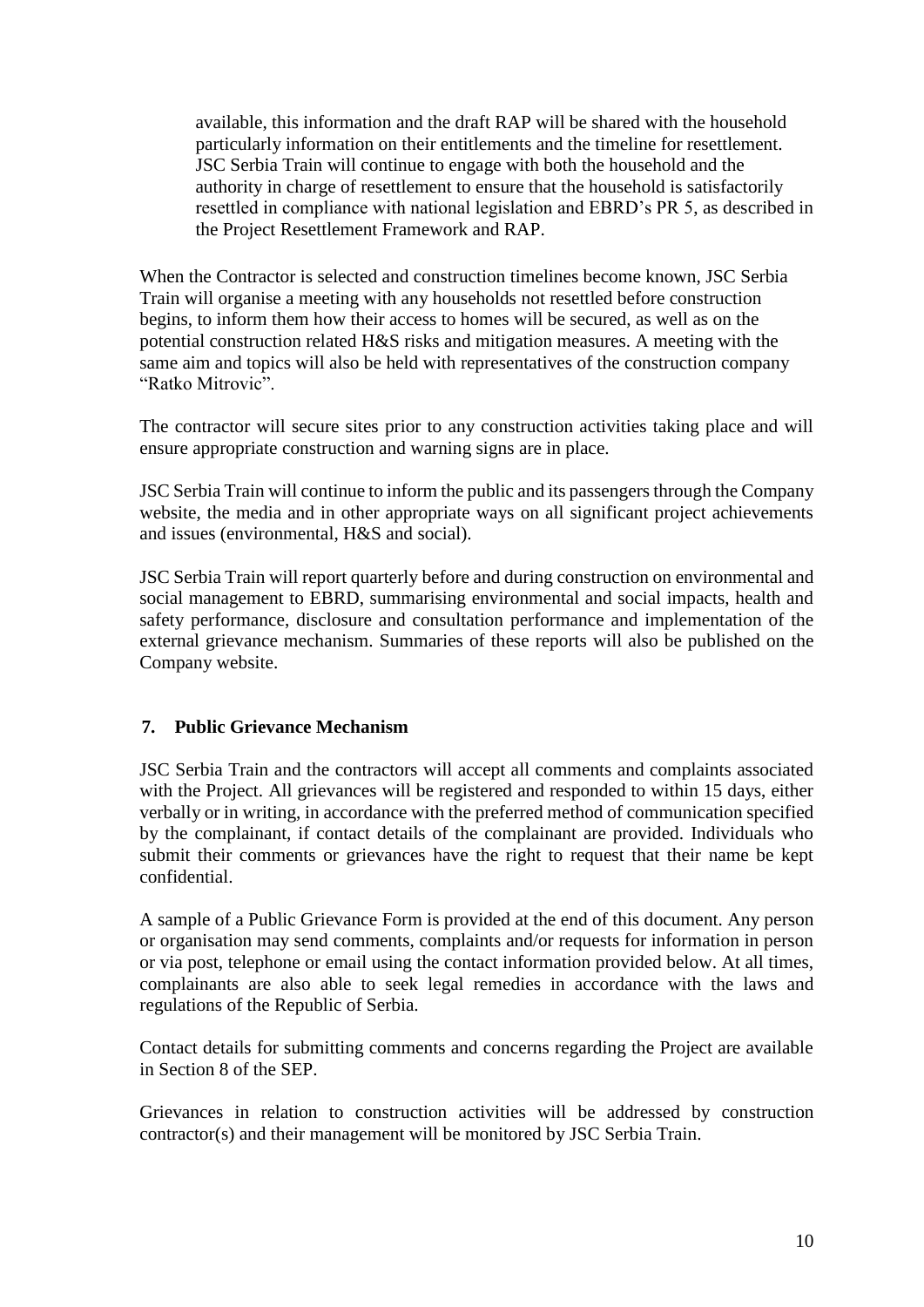available, this information and the draft RAP will be shared with the household particularly information on their entitlements and the timeline for resettlement. JSC Serbia Train will continue to engage with both the household and the authority in charge of resettlement to ensure that the household is satisfactorily resettled in compliance with national legislation and EBRD's PR 5, as described in the Project Resettlement Framework and RAP.

When the Contractor is selected and construction timelines become known, JSC Serbia Train will organise a meeting with any households not resettled before construction begins, to inform them how their access to homes will be secured, as well as on the potential construction related H&S risks and mitigation measures. A meeting with the same aim and topics will also be held with representatives of the construction company "Ratko Mitrovic".

The contractor will secure sites prior to any construction activities taking place and will ensure appropriate construction and warning signs are in place.

JSC Serbia Train will continue to inform the public and its passengers through the Company website, the media and in other appropriate ways on all significant project achievements and issues (environmental, H&S and social).

JSC Serbia Train will report quarterly before and during construction on environmental and social management to EBRD, summarising environmental and social impacts, health and safety performance, disclosure and consultation performance and implementation of the external grievance mechanism. Summaries of these reports will also be published on the Company website.

## 7. Public Grievance Mechanism

JSC Serbia Train and the contractors will accept all comments and complaints associated with the Project. All grievances will be registered and responded to within 15 days, either verbally or in writing, in accordance with the preferred method of communication specified by the complainant, if contact details of the complainant are provided. Individuals who submit their comments or grievances have the right to request that their name be kept confidential.

A sample of a Public Grievance Form is provided at the end of this document. Any person or organisation may send comments, complaints and/or requests for information in person or via post, telephone or email using the contact information provided below. At all times, complainants are also able to seek legal remedies in accordance with the laws and regulations of the Republic of Serbia.

Contact details for submitting comments and concerns regarding the Project are available in Section 8 of the SEP.

Grievances in relation to construction activities will be addressed by construction contractor(s) and their management will be monitored by JSC Serbia Train.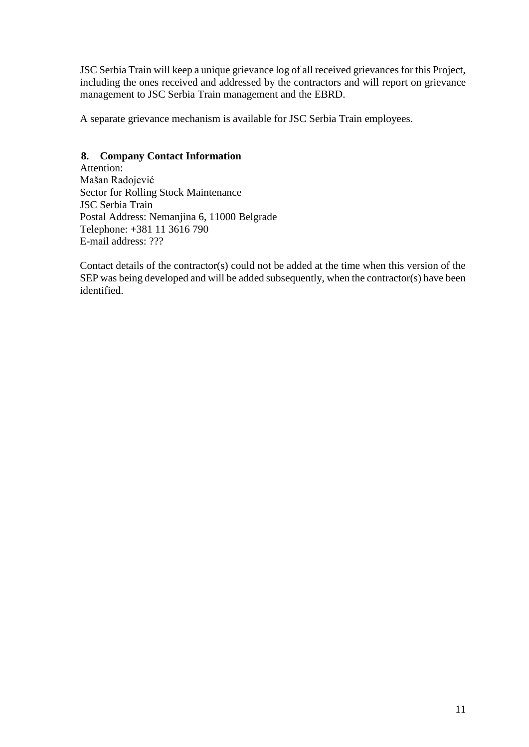JSC Serbia Train will keep a unique grievance log of all received grievances for this Project, including the ones received and addressed by the contractors and will report on grievance management to JSC Serbia Train management and the EBRD.

A separate grievance mechanism is available for JSC Serbia Train employees.

## 8. Company Contact Information

Attention:
Mašan Radojević
Sector for Rolling Stock Maintenance
JSC Serbia Train
Postal Address: Nemanjina 6, 11000 Belgrade
Telephone: +381 11 3616 790
E-mail address: ???

Contact details of the contractor(s) could not be added at the time when this version of the SEP was being developed and will be added subsequently, when the contractor(s) have been identified.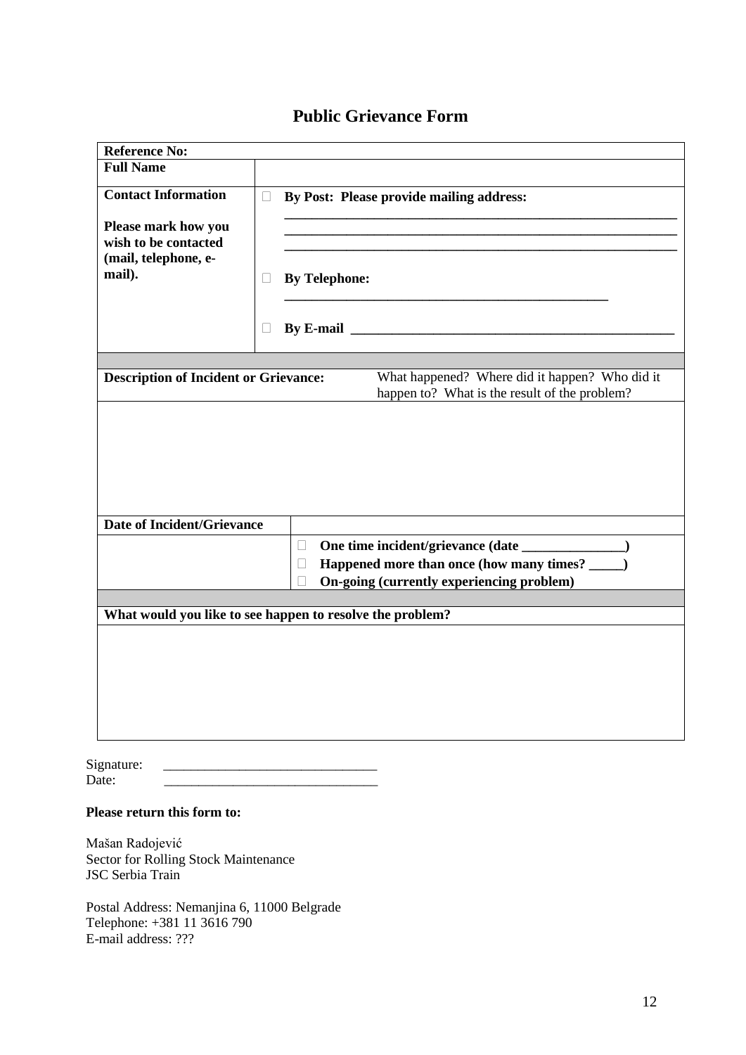# Public Grievance Form

| | | |
|---|---|---|
| **Reference No:** | | |
| **Full Name** | | |
| **Contact Information**<br><br>**Please mark how you wish to be contacted (mail, telephone, e-mail).** | ☐ **By Post: Please provide mailing address:**<br>\_\_\_\_\_\_\_\_\_\_\_\_\_\_\_\_\_\_\_\_\_\_\_\_\_\_\_\_\_\_\_\_\_\_\_\_\_\_\_\_\_\_\_\_\_\_\_\_\_\_\_\_<br>\_\_\_\_\_\_\_\_\_\_\_\_\_\_\_\_\_\_\_\_\_\_\_\_\_\_\_\_\_\_\_\_\_\_\_\_\_\_\_\_\_\_\_\_\_\_\_\_\_\_\_\_<br>\_\_\_\_\_\_\_\_\_\_\_\_\_\_\_\_\_\_\_\_\_\_\_\_\_\_\_\_\_\_\_\_\_\_\_\_\_\_\_\_\_\_\_\_\_\_\_\_\_\_\_\_<br><br>☐ **By Telephone:**<br>\_\_\_\_\_\_\_\_\_\_\_\_\_\_\_\_\_\_\_\_\_\_\_\_\_\_\_\_\_\_\_\_\_\_\_\_\_\_\_\_\_\_\_\_<br><br>☐ **By E-mail** \_\_\_\_\_\_\_\_\_\_\_\_\_\_\_\_\_\_\_\_\_\_\_\_\_\_\_\_\_\_\_\_\_\_\_\_\_\_\_\_\_\_\_\_ | |
| | | |
| **Description of Incident or Grievance:** | | What happened? Where did it happen? Who did it happen to? What is the result of the problem? |
| | | |
| **Date of Incident/Grievance** | | |
| | ☐ **One time incident/grievance (date \_\_\_\_\_\_\_\_\_\_\_\_\_\_\_)**<br>☐ **Happened more than once (how many times? \_\_\_\_\_)**<br>☐ **On-going (currently experiencing problem)** | |
| | | |
| **What would you like to see happen to resolve the problem?** | | |
| | | |

Signature: \_\_\_\_\_\_\_\_\_\_\_\_\_\_\_\_\_\_\_\_\_\_\_\_\_\_\_\_\_\_\_\_
Date: \_\_\_\_\_\_\_\_\_\_\_\_\_\_\_\_\_\_\_\_\_\_\_\_\_\_\_\_\_\_\_\_

**Please return this form to:**

Mašan Radojević
Sector for Rolling Stock Maintenance
JSC Serbia Train

Postal Address: Nemanjina 6, 11000 Belgrade
Telephone: +381 11 3616 790
E-mail address: ???